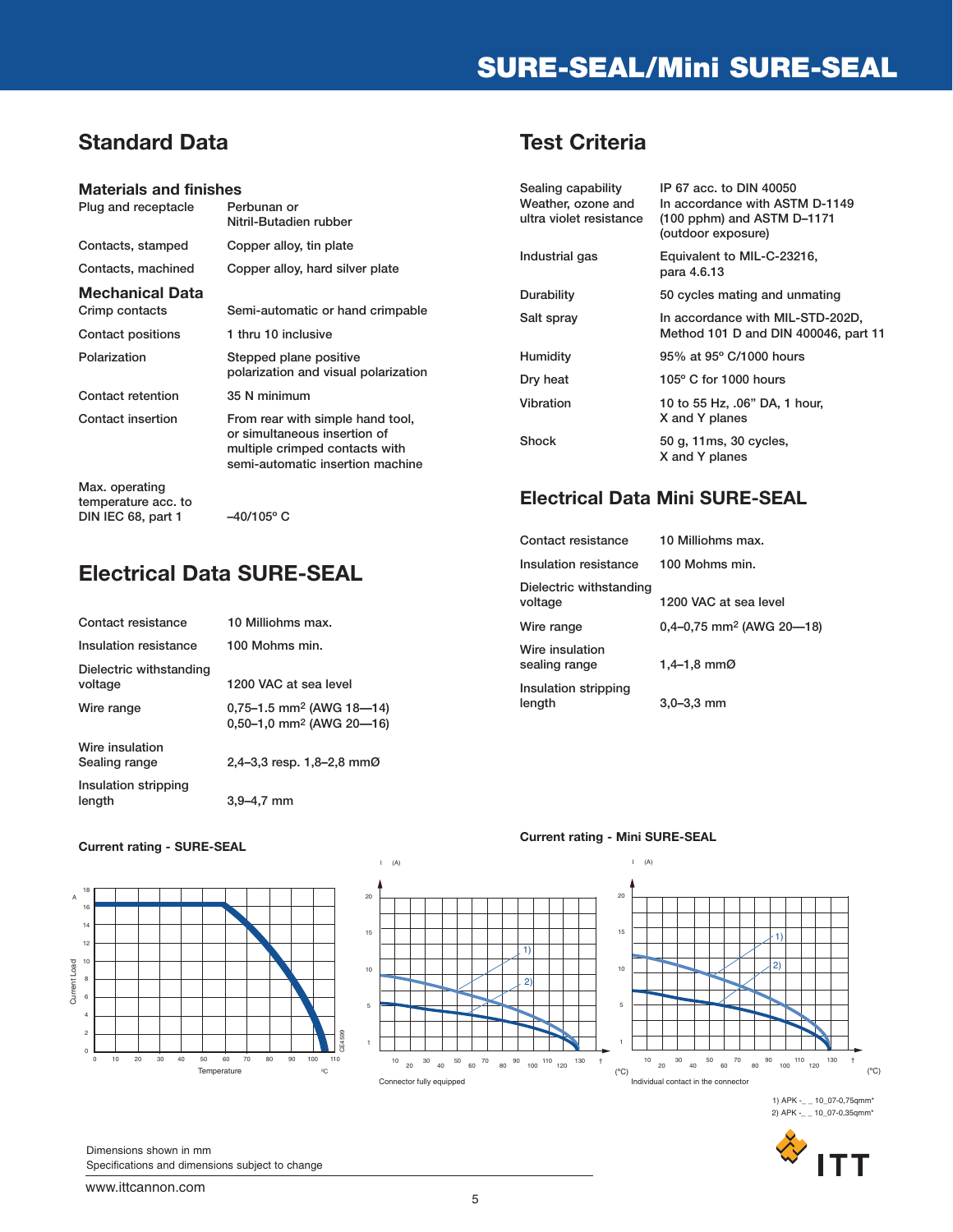# SURE-SEAL/Mini SURE-SEAL

## Standard Data

### Materials and finishes

| | |
|---|---|
| Plug and receptacle | Perbunan or Nitril-Butadien rubber |
| Contacts, stamped | Copper alloy, tin plate |
| Contacts, machined | Copper alloy, hard silver plate |

### Mechanical Data

| | |
|---|---|
| Crimp contacts | Semi-automatic or hand crimpable |
| Contact positions | 1 thru 10 inclusive |
| Polarization | Stepped plane positive polarization and visual polarization |
| Contact retention | 35 N minimum |
| Contact insertion | From rear with simple hand tool, or simultaneous insertion of multiple crimped contacts with semi-automatic insertion machine |
| Max. operating temperature acc. to DIN IEC 68, part 1 | –40/105° C |

## Electrical Data SURE-SEAL

| | |
|---|---|
| Contact resistance | 10 Milliohms max. |
| Insulation resistance | 100 Mohms min. |
| Dielectric withstanding voltage | 1200 VAC at sea level |
| Wire range | 0,75–1.5 mm² (AWG 18—14)<br>0,50–1,0 mm² (AWG 20—16) |
| Wire insulation Sealing range | 2,4–3,3 resp. 1,8–2,8 mmØ |
| Insulation stripping length | 3,9–4,7 mm |

## Test Criteria

| | |
|---|---|
| Sealing capability<br>Weather, ozone and ultra violet resistance | IP 67 acc. to DIN 40050<br>In accordance with ASTM D-1149 (100 pphm) and ASTM D–1171 (outdoor exposure) |
| Industrial gas | Equivalent to MIL-C-23216, para 4.6.13 |
| Durability | 50 cycles mating and unmating |
| Salt spray | In accordance with MIL-STD-202D, Method 101 D and DIN 400046, part 11 |
| Humidity | 95% at 95° C/1000 hours |
| Dry heat | 105° C for 1000 hours |
| Vibration | 10 to 55 Hz, .06" DA, 1 hour, X and Y planes |
| Shock | 50 g, 11ms, 30 cycles, X and Y planes |

## Electrical Data Mini SURE-SEAL

| | |
|---|---|
| Contact resistance | 10 Milliohms max. |
| Insulation resistance | 100 Mohms min. |
| Dielectric withstanding voltage | 1200 VAC at sea level |
| Wire range | 0,4–0,75 mm² (AWG 20—18) |
| Wire insulation sealing range | 1,4–1,8 mmØ |
| Insulation stripping length | 3,0–3,3 mm |

**Current rating - SURE-SEAL**

**Current rating - Mini SURE-SEAL**

Connector fully equipped

Individual contact in the connector

1) APK -_ _ 10_07-0,75qmm*
2) APK -_ _ 10_07-0,35qmm*

Dimensions shown in mm
Specifications and dimensions subject to change

www.ittcannon.com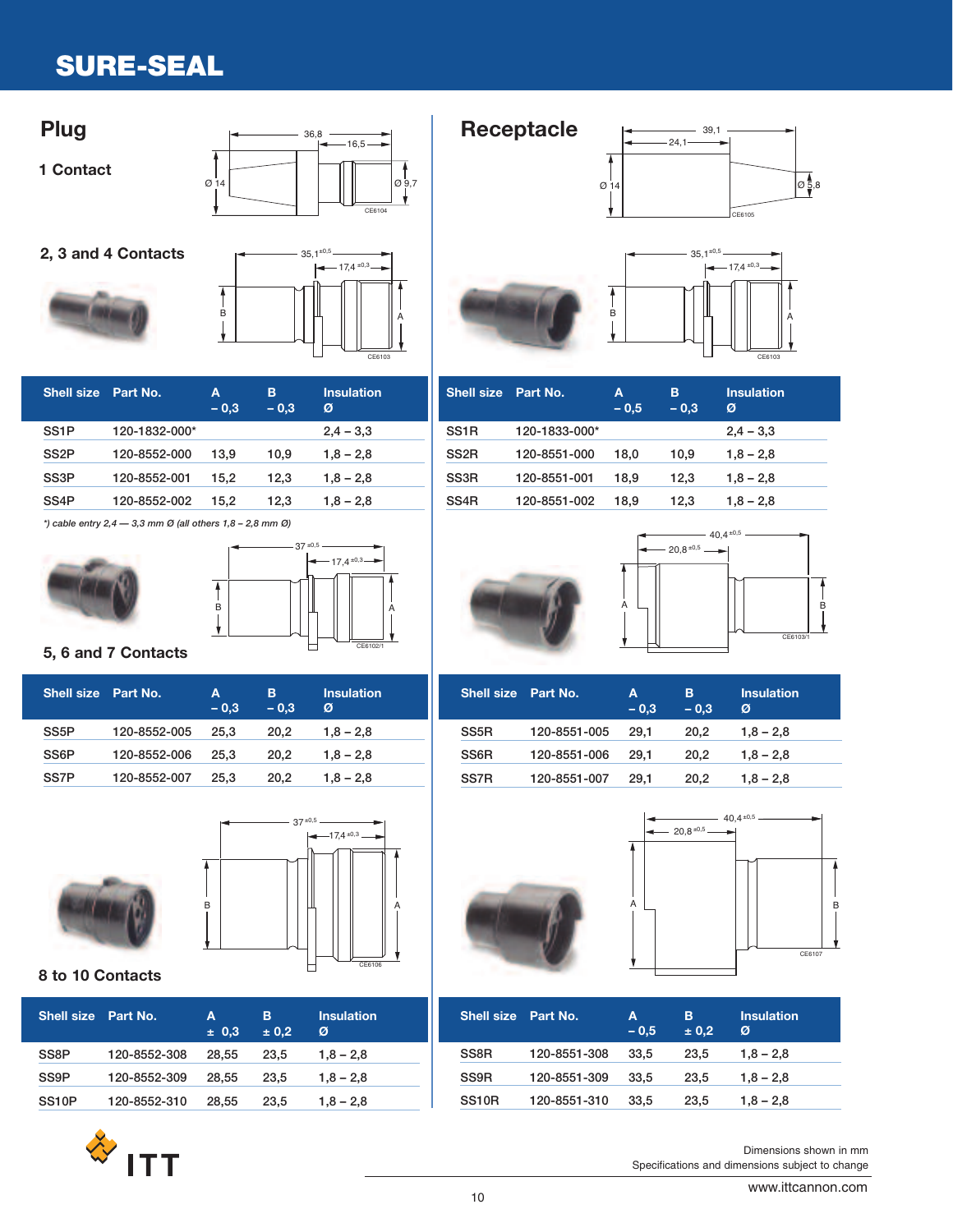# SURE-SEAL

## Plug

### 1 Contact

36,8
16,5
Ø 14
Ø 9,7
CE6104

### 2, 3 and 4 Contacts

35,1 ±0,5
17,4 ±0,3
B
A
CE6103

| Shell size | Part No. | A – 0,3 | B – 0,3 | Insulation Ø |
|---|---|---|---|---|
| SS1P | 120-1832-000* | | | 2,4 – 3,3 |
| SS2P | 120-8552-000 | 13,9 | 10,9 | 1,8 – 2,8 |
| SS3P | 120-8552-001 | 15,2 | 12,3 | 1,8 – 2,8 |
| SS4P | 120-8552-002 | 15,2 | 12,3 | 1,8 – 2,8 |

*) cable entry 2,4 — 3,3 mm Ø (all others 1,8 – 2,8 mm Ø)

### 5, 6 and 7 Contacts

37 ±0,5
17,4 ±0,3
B
A
CE6102/1

| Shell size | Part No. | A – 0,3 | B – 0,3 | Insulation Ø |
|---|---|---|---|---|
| SS5P | 120-8552-005 | 25,3 | 20,2 | 1,8 – 2,8 |
| SS6P | 120-8552-006 | 25,3 | 20,2 | 1,8 – 2,8 |
| SS7P | 120-8552-007 | 25,3 | 20,2 | 1,8 – 2,8 |

### 8 to 10 Contacts

37 ±0,5
17,4 ±0,3
B
A
CE6106

| Shell size | Part No. | A ± 0,3 | B ± 0,2 | Insulation Ø |
|---|---|---|---|---|
| SS8P | 120-8552-308 | 28,55 | 23,5 | 1,8 – 2,8 |
| SS9P | 120-8552-309 | 28,55 | 23,5 | 1,8 – 2,8 |
| SS10P | 120-8552-310 | 28,55 | 23,5 | 1,8 – 2,8 |

## Receptacle

39,1
24,1
Ø 14
Ø 5,8
CE6105

35,1 ±0,5
17,4 ±0,3
B
A
CE6103

| Shell size | Part No. | A – 0,5 | B – 0,3 | Insulation Ø |
|---|---|---|---|---|
| SS1R | 120-1833-000* | | | 2,4 – 3,3 |
| SS2R | 120-8551-000 | 18,0 | 10,9 | 1,8 – 2,8 |
| SS3R | 120-8551-001 | 18,9 | 12,3 | 1,8 – 2,8 |
| SS4R | 120-8551-002 | 18,9 | 12,3 | 1,8 – 2,8 |

40,4 ±0,5
20,8 ±0,5
A
B
CE6103/1

| Shell size | Part No. | A – 0,3 | B – 0,3 | Insulation Ø |
|---|---|---|---|---|
| SS5R | 120-8551-005 | 29,1 | 20,2 | 1,8 – 2,8 |
| SS6R | 120-8551-006 | 29,1 | 20,2 | 1,8 – 2,8 |
| SS7R | 120-8551-007 | 29,1 | 20,2 | 1,8 – 2,8 |

40,4 ±0,5
20,8 ±0,5
A
B
CE6107

| Shell size | Part No. | A – 0,5 | B ± 0,2 | Insulation Ø |
|---|---|---|---|---|
| SS8R | 120-8551-308 | 33,5 | 23,5 | 1,8 – 2,8 |
| SS9R | 120-8551-309 | 33,5 | 23,5 | 1,8 – 2,8 |
| SS10R | 120-8551-310 | 33,5 | 23,5 | 1,8 – 2,8 |

ITT

Dimensions shown in mm
Specifications and dimensions subject to change

www.ittcannon.com